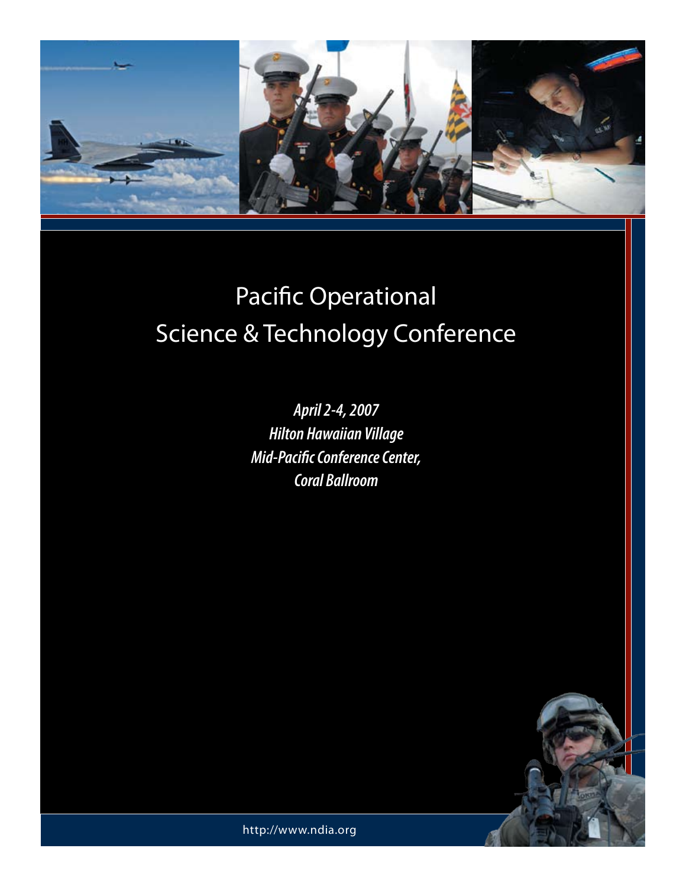# Pacific Operational Science & Technology Conference

***April 2-4, 2007***
***Hilton Hawaiian Village***
***Mid-Pacific Conference Center,***
***Coral Ballroom***

http://www.ndia.org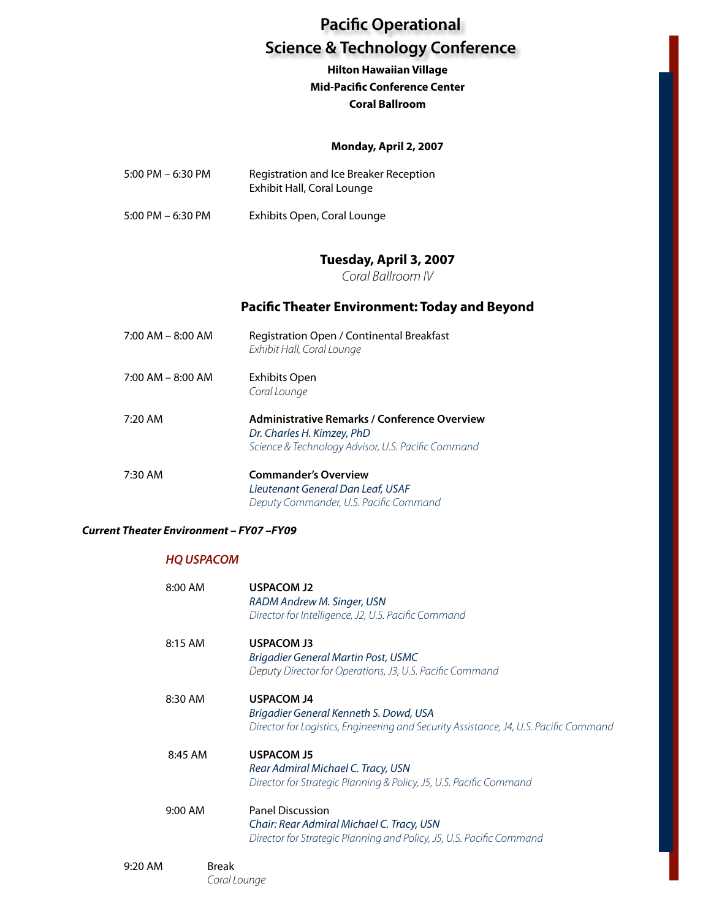# Pacific Operational Science & Technology Conference

**Hilton Hawaiian Village**
**Mid-Pacific Conference Center**
**Coral Ballroom**

## Monday, April 2, 2007

5:00 PM – 6:30 PM — Registration and Ice Breaker Reception
Exhibit Hall, Coral Lounge

5:00 PM – 6:30 PM — Exhibits Open, Coral Lounge

## Tuesday, April 3, 2007

*Coral Ballroom IV*

## Pacific Theater Environment: Today and Beyond

7:00 AM – 8:00 AM — Registration Open / Continental Breakfast
*Exhibit Hall, Coral Lounge*

7:00 AM – 8:00 AM — Exhibits Open
*Coral Lounge*

7:20 AM — **Administrative Remarks / Conference Overview**
*Dr. Charles H. Kimzey, PhD*
*Science & Technology Advisor, U.S. Pacific Command*

7:30 AM — **Commander's Overview**
*Lieutenant General Dan Leaf, USAF*
*Deputy Commander, U.S. Pacific Command*

### *Current Theater Environment – FY07 –FY09*

#### *HQ USPACOM*

8:00 AM — **USPACOM J2**
*RADM Andrew M. Singer, USN*
*Director for Intelligence, J2, U.S. Pacific Command*

8:15 AM — **USPACOM J3**
*Brigadier General Martin Post, USMC*
*Deputy Director for Operations, J3, U.S. Pacific Command*

8:30 AM — **USPACOM J4**
*Brigadier General Kenneth S. Dowd, USA*
*Director for Logistics, Engineering and Security Assistance, J4, U.S. Pacific Command*

8:45 AM — **USPACOM J5**
*Rear Admiral Michael C. Tracy, USN*
*Director for Strategic Planning & Policy, J5, U.S. Pacific Command*

9:00 AM — Panel Discussion
*Chair: Rear Admiral Michael C. Tracy, USN*
*Director for Strategic Planning and Policy, J5, U.S. Pacific Command*

9:20 AM — Break
*Coral Lounge*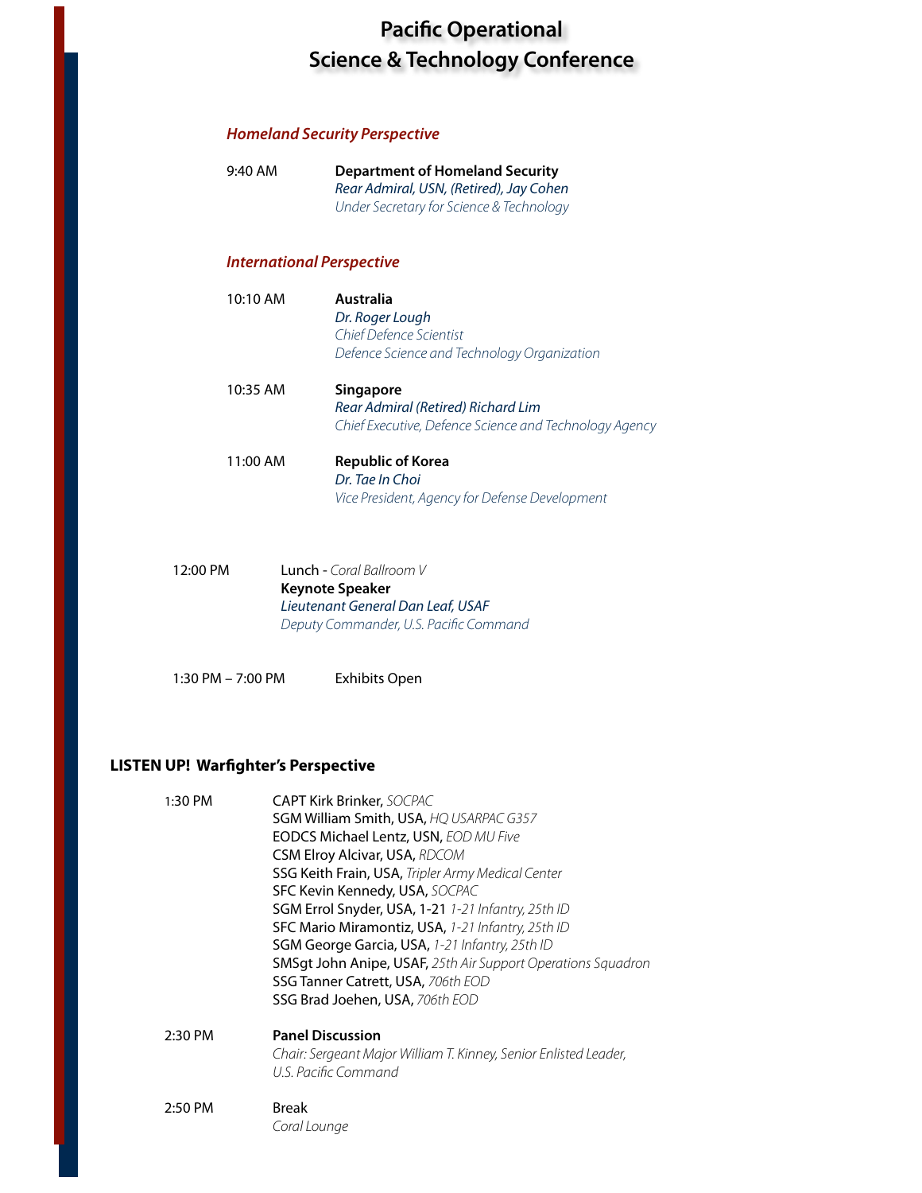# Pacific Operational Science & Technology Conference

### *Homeland Security Perspective*

9:40 AM **Department of Homeland Security**
*Rear Admiral, USN, (Retired), Jay Cohen*
*Under Secretary for Science & Technology*

### *International Perspective*

10:10 AM **Australia**
*Dr. Roger Lough*
*Chief Defence Scientist*
*Defence Science and Technology Organization*

10:35 AM **Singapore**
*Rear Admiral (Retired) Richard Lim*
*Chief Executive, Defence Science and Technology Agency*

11:00 AM **Republic of Korea**
*Dr. Tae In Choi*
*Vice President, Agency for Defense Development*

12:00 PM Lunch - *Coral Ballroom V*
**Keynote Speaker**
*Lieutenant General Dan Leaf, USAF*
*Deputy Commander, U.S. Pacific Command*

1:30 PM – 7:00 PM Exhibits Open

## LISTEN UP! Warfighter's Perspective

1:30 PM
CAPT Kirk Brinker, *SOCPAC*
SGM William Smith, USA, *HQ USARPAC G357*
EODCS Michael Lentz, USN, *EOD MU Five*
CSM Elroy Alcivar, USA, *RDCOM*
SSG Keith Frain, USA, *Tripler Army Medical Center*
SFC Kevin Kennedy, USA, *SOCPAC*
SGM Errol Snyder, USA, 1-21 *1-21 Infantry, 25th ID*
SFC Mario Miramontiz, USA, *1-21 Infantry, 25th ID*
SGM George Garcia, USA, *1-21 Infantry, 25th ID*
SMSgt John Anipe, USAF, *25th Air Support Operations Squadron*
SSG Tanner Catrett, USA, *706th EOD*
SSG Brad Joehen, USA, *706th EOD*

2:30 PM **Panel Discussion**
*Chair: Sergeant Major William T. Kinney, Senior Enlisted Leader, U.S. Pacific Command*

2:50 PM Break
*Coral Lounge*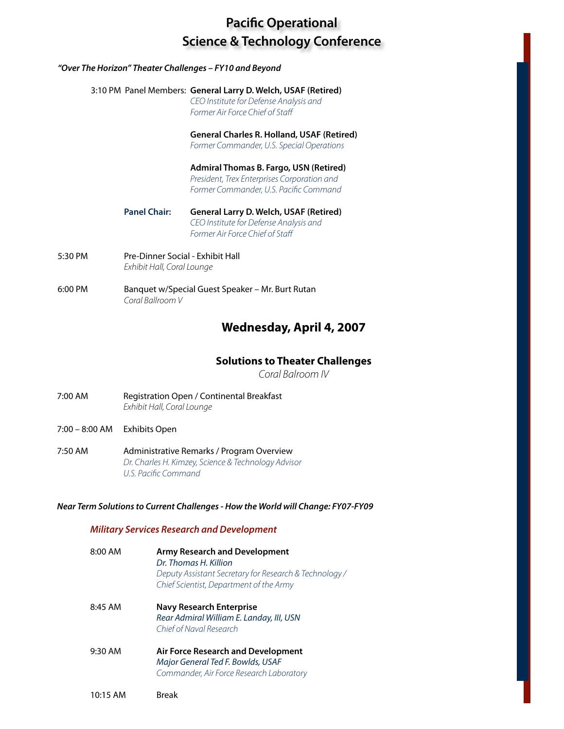# Pacific Operational Science & Technology Conference

***"Over The Horizon" Theater Challenges – FY10 and Beyond***

3:10 PM Panel Members: **General Larry D. Welch, USAF (Retired)**
*CEO Institute for Defense Analysis and*
*Former Air Force Chief of Staff*

**General Charles R. Holland, USAF (Retired)**
*Former Commander, U.S. Special Operations*

**Admiral Thomas B. Fargo, USN (Retired)**
*President, Trex Enterprises Corporation and*
*Former Commander, U.S. Pacific Command*

**Panel Chair:** **General Larry D. Welch, USAF (Retired)**
*CEO Institute for Defense Analysis and*
*Former Air Force Chief of Staff*

5:30 PM Pre-Dinner Social - Exhibit Hall
*Exhibit Hall, Coral Lounge*

6:00 PM Banquet w/Special Guest Speaker – Mr. Burt Rutan
*Coral Ballroom V*

## Wednesday, April 4, 2007

### Solutions to Theater Challenges

*Coral Balroom IV*

7:00 AM Registration Open / Continental Breakfast
*Exhibit Hall, Coral Lounge*

7:00 – 8:00 AM Exhibits Open

7:50 AM Administrative Remarks / Program Overview
*Dr. Charles H. Kimzey, Science & Technology Advisor*
*U.S. Pacific Command*

***Near Term Solutions to Current Challenges - How the World will Change: FY07-FY09***

***Military Services Research and Development***

8:00 AM **Army Research and Development**
*Dr. Thomas H. Killion*
*Deputy Assistant Secretary for Research & Technology /*
*Chief Scientist, Department of the Army*

8:45 AM **Navy Research Enterprise**
*Rear Admiral William E. Landay, III, USN*
*Chief of Naval Research*

9:30 AM **Air Force Research and Development**
*Major General Ted F. Bowlds, USAF*
*Commander, Air Force Research Laboratory*

10:15 AM Break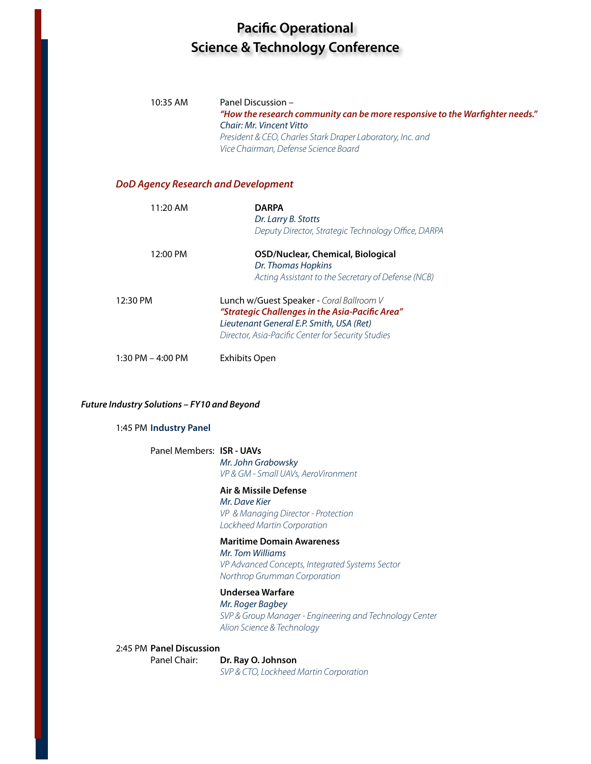# Pacific Operational Science & Technology Conference

10:35 AM Panel Discussion –
***"How the research community can be more responsive to the Warfighter needs."***
*Chair: Mr. Vincent Vitto*
*President & CEO, Charles Stark Draper Laboratory, Inc. and*
*Vice Chairman, Defense Science Board*

## *DoD Agency Research and Development*

11:20 AM **DARPA**
*Dr. Larry B. Stotts*
*Deputy Director, Strategic Technology Office, DARPA*

12:00 PM **OSD/Nuclear, Chemical, Biological**
*Dr. Thomas Hopkins*
*Acting Assistant to the Secretary of Defense (NCB)*

12:30 PM Lunch w/Guest Speaker - *Coral Ballroom V*
***"Strategic Challenges in the Asia-Pacific Area"***
*Lieutenant General E.P. Smith, USA (Ret)*
*Director, Asia-Pacific Center for Security Studies*

1:30 PM – 4:00 PM Exhibits Open

## *Future Industry Solutions – FY10 and Beyond*

1:45 PM **Industry Panel**

Panel Members:

**ISR - UAVs**
*Mr. John Grabowsky*
*VP & GM - Small UAVs, AeroVironment*

**Air & Missile Defense**
*Mr. Dave Kier*
*VP & Managing Director - Protection*
*Lockheed Martin Corporation*

**Maritime Domain Awareness**
*Mr. Tom Williams*
*VP Advanced Concepts, Integrated Systems Sector*
*Northrop Grumman Corporation*

**Undersea Warfare**
*Mr. Roger Bagbey*
*SVP & Group Manager - Engineering and Technology Center*
*Alion Science & Technology*

2:45 PM **Panel Discussion**
Panel Chair: **Dr. Ray O. Johnson**
*SVP & CTO, Lockheed Martin Corporation*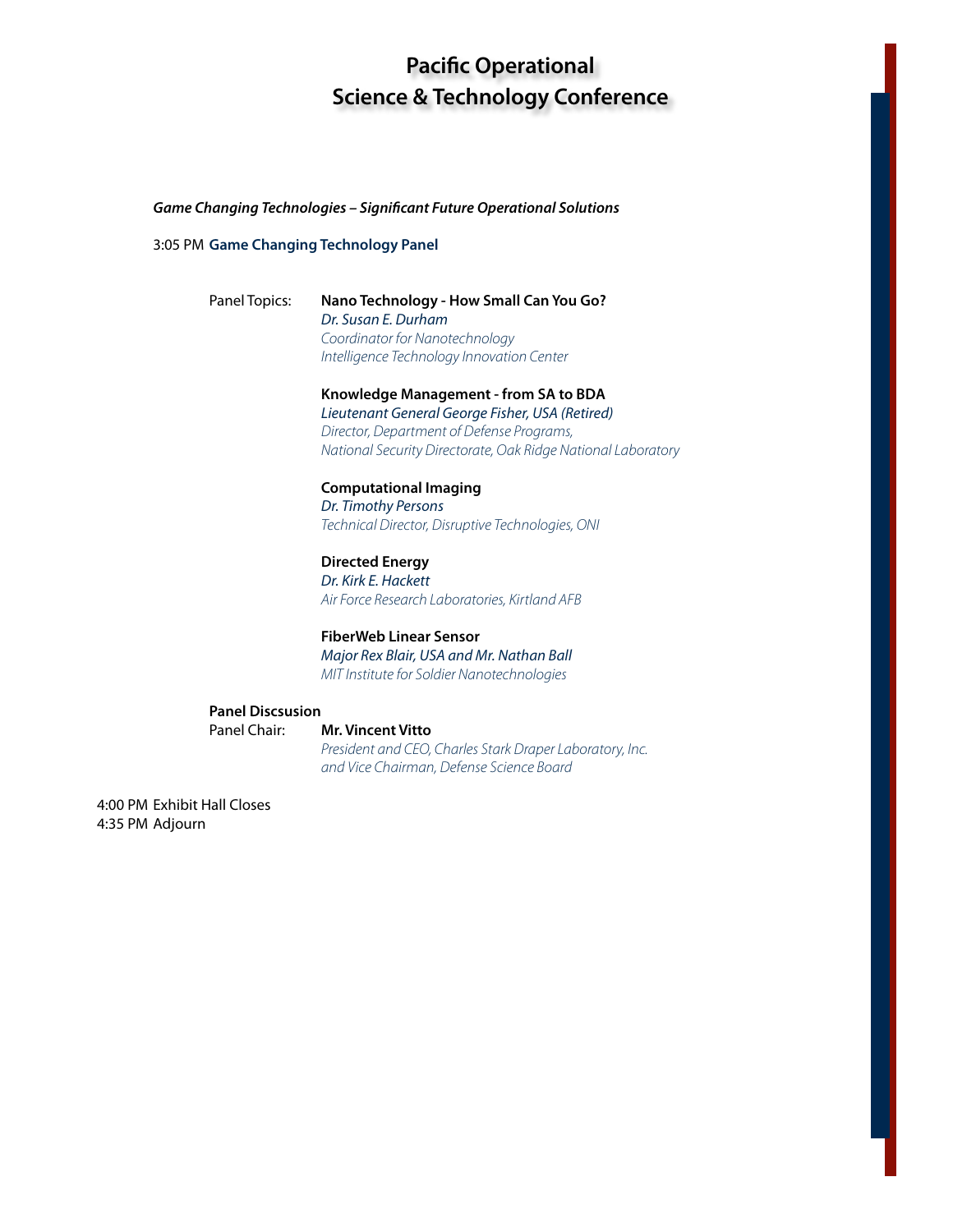# Pacific Operational
# Science & Technology Conference

***Game Changing Technologies – Significant Future Operational Solutions***

3:05 PM **Game Changing Technology Panel**

Panel Topics:

**Nano Technology - How Small Can You Go?**
*Dr. Susan E. Durham*
*Coordinator for Nanotechnology*
*Intelligence Technology Innovation Center*

**Knowledge Management - from SA to BDA**
*Lieutenant General George Fisher, USA (Retired)*
*Director, Department of Defense Programs,*
*National Security Directorate, Oak Ridge National Laboratory*

**Computational Imaging**
*Dr. Timothy Persons*
*Technical Director, Disruptive Technologies, ONI*

**Directed Energy**
*Dr. Kirk E. Hackett*
*Air Force Research Laboratories, Kirtland AFB*

**FiberWeb Linear Sensor**
*Major Rex Blair, USA and Mr. Nathan Ball*
*MIT Institute for Soldier Nanotechnologies*

**Panel Discsusion**

Panel Chair: **Mr. Vincent Vitto**
*President and CEO, Charles Stark Draper Laboratory, Inc.*
*and Vice Chairman, Defense Science Board*

4:00 PM Exhibit Hall Closes

4:35 PM Adjourn